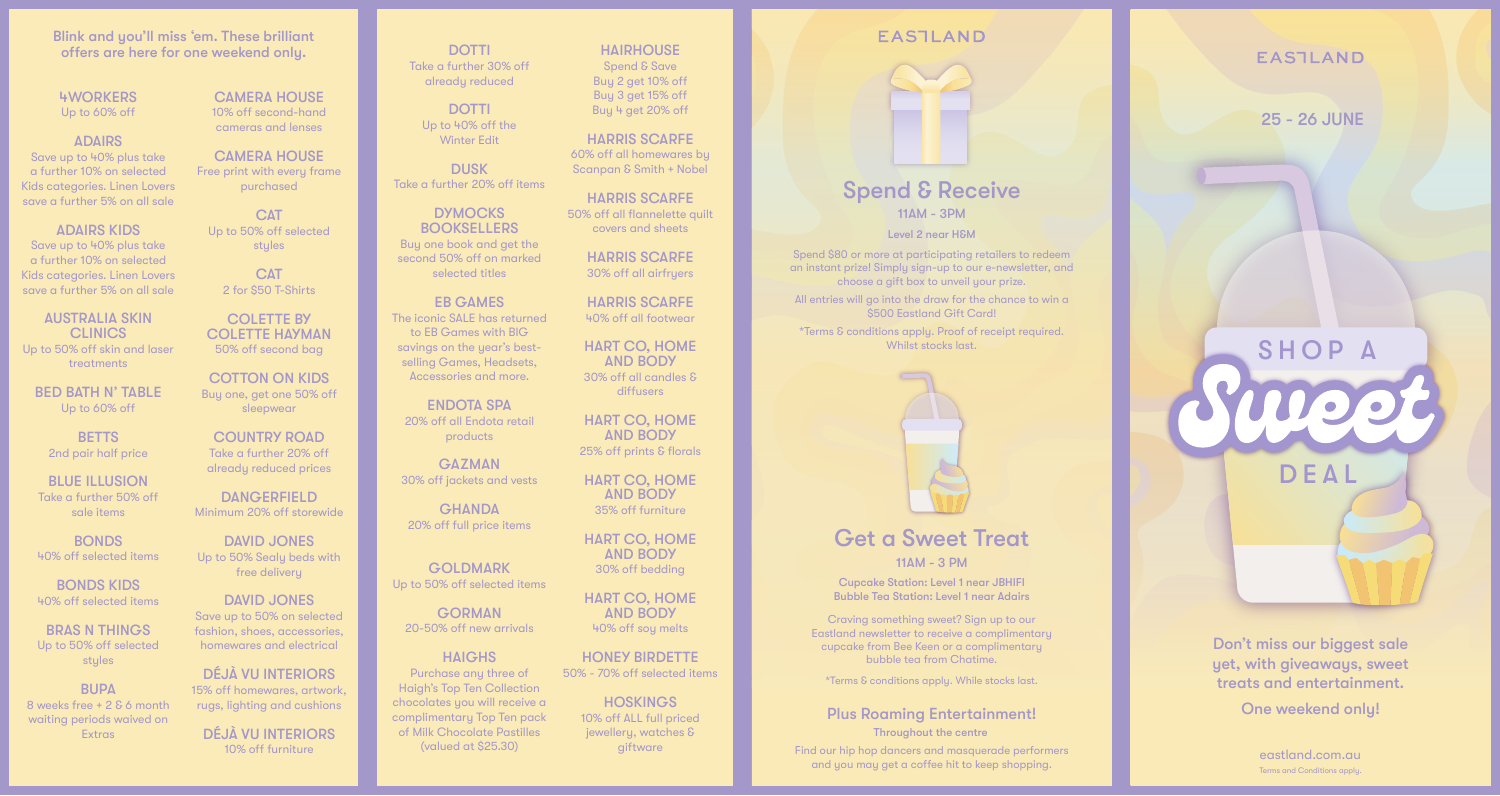Blink and you'll miss 'em. These brilliant offers are here for one weekend only.

**4WORKERS**
Up to 60% off

**ADAIRS**
Save up to 40% plus take a further 10% on selected Kids categories. Linen Lovers save a further 5% on all sale

**ADAIRS KIDS**
Save up to 40% plus take a further 10% on selected Kids categories. Linen Lovers save a further 5% on all sale

**AUSTRALIA SKIN CLINICS**
Up to 50% off skin and laser treatments

**BED BATH N' TABLE**
Up to 60% off

**BETTS**
2nd pair half price

**BLUE ILLUSION**
Take a further 50% off sale items

**BONDS**
40% off selected items

**BONDS KIDS**
40% off selected items

**BRAS N THINGS**
Up to 50% off selected styles

**BUPA**
8 weeks free + 2 & 6 month waiting periods waived on Extras

**CAMERA HOUSE**
10% off second-hand cameras and lenses

**CAMERA HOUSE**
Free print with every frame purchased

**CAT**
Up to 50% off selected styles

**CAT**
2 for $50 T-Shirts

**COLETTE BY COLETTE HAYMAN**
50% off second bag

**COTTON ON KIDS**
Buy one, get one 50% off sleepwear

**COUNTRY ROAD**
Take a further 20% off already reduced prices

**DANGERFIELD**
Minimum 20% off storewide

**DAVID JONES**
Up to 50% Sealy beds with free delivery

**DAVID JONES**
Save up to 50% on selected fashion, shoes, accessories, homewares and electrical

**DÉJÀ VU INTERIORS**
15% off homewares, artwork, rugs, lighting and cushions

**DÉJÀ VU INTERIORS**
10% off furniture

**DOTTI**
Take a further 30% off already reduced

**DOTTI**
Up to 40% off the Winter Edit

**DUSK**
Take a further 20% off items

**DYMOCKS BOOKSELLERS**
Buy one book and get the second 50% off on marked selected titles

**EB GAMES**
The iconic SALE has returned to EB Games with BIG savings on the year's best-selling Games, Headsets, Accessories and more.

**ENDOTA SPA**
20% off all Endota retail products

**GAZMAN**
30% off jackets and vests

**GHANDA**
20% off full price items

**GOLDMARK**
Up to 50% off selected items

**GORMAN**
20-50% off new arrivals

**HAIGHS**
Purchase any three of Haigh's Top Ten Collection chocolates you will receive a complimentary Top Ten pack of Milk Chocolate Pastilles (valued at $25.30)

**HAIRHOUSE**
Spend & Save
Buy 2 get 10% off
Buy 3 get 15% off
Buy 4 get 20% off

**HARRIS SCARFE**
60% off all homewares by Scanpan & Smith + Nobel

**HARRIS SCARFE**
50% off all flannelette quilt covers and sheets

**HARRIS SCARFE**
30% off all airfryers

**HARRIS SCARFE**
40% off all footwear

**HART CO, HOME AND BODY**
30% off all candles & diffusers

**HART CO, HOME AND BODY**
25% off prints & florals

**HART CO, HOME AND BODY**
35% off furniture

**HART CO, HOME AND BODY**
30% off bedding

**HART CO, HOME AND BODY**
40% off soy melts

**HONEY BIRDETTE**
50% - 70% off selected items

**HOSKINGS**
10% off ALL full priced jewellery, watches & giftware

EASTLAND

## Spend & Receive

**11AM - 3PM**

**Level 2 near H&M**

Spend $80 or more at participating retailers to redeem an instant prize! Simply sign-up to our e-newsletter, and choose a gift box to unveil your prize.

All entries will go into the draw for the chance to win a $500 Eastland Gift Card!

*Terms & conditions apply. Proof of receipt required. Whilst stocks last.

## Get a Sweet Treat

**11AM - 3 PM**

**Cupcake Station: Level 1 near JBHIFI**
**Bubble Tea Station: Level 1 near Adairs**

Craving something sweet? Sign up to our Eastland newsletter to receive a complimentary cupcake from Bee Keen or a complimentary bubble tea from Chatime.

*Terms & conditions apply. While stocks last.

### Plus Roaming Entertainment!

**Throughout the centre**

Find our hip hop dancers and masquerade performers and you may get a coffee hit to keep shopping.

EASTLAND

**25 - 26 JUNE**

# SHOP A Sweet DEAL

**Don't miss our biggest sale yet, with giveaways, sweet treats and entertainment.**

One weekend only!

eastland.com.au

Terms and Conditions apply.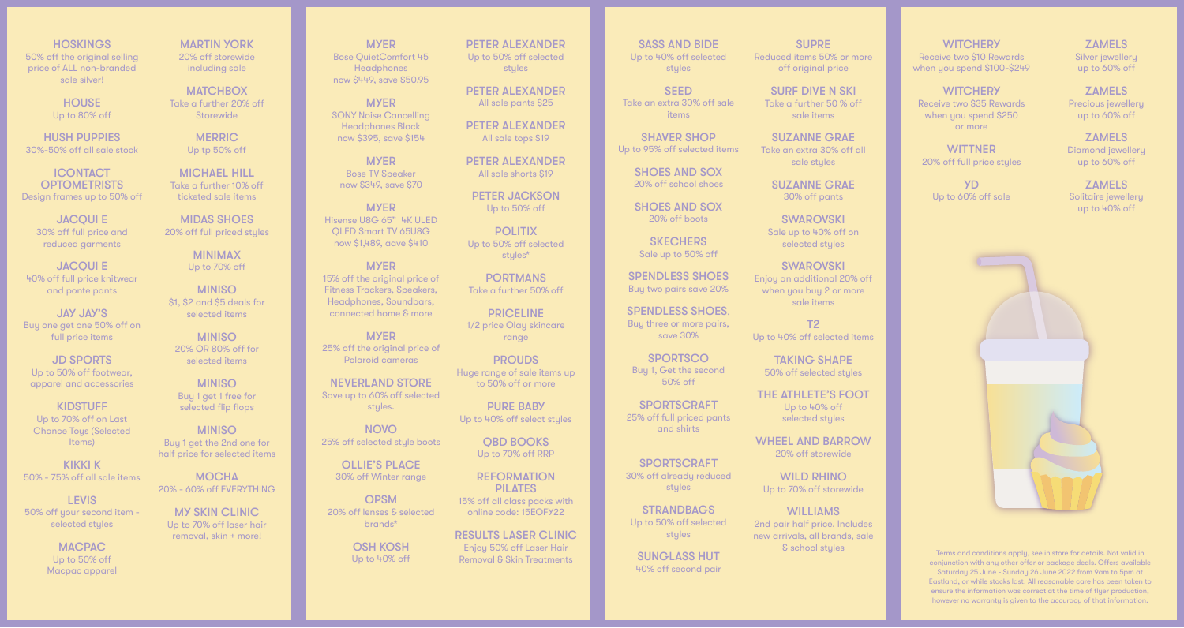**HOSKINGS**
50% off the original selling price of ALL non-branded sale silver!

**HOUSE**
Up to 80% off

**HUSH PUPPIES**
30%-50% off all sale stock

**ICONTACT OPTOMETRISTS**
Design frames up to 50% off

**JACQUI E**
30% off full price and reduced garments

**JACQUI E**
40% off full price knitwear and ponte pants

**JAY JAY'S**
Buy one get one 50% off on full price items

**JD SPORTS**
Up to 50% off footwear, apparel and accessories

**KIDSTUFF**
Up to 70% off on Last Chance Toys (Selected Items)

**KIKKI K**
50% - 75% off all sale items

**LEVIS**
50% off your second item - selected styles

**MACPAC**
Up to 50% off Macpac apparel

**MARTIN YORK**
20% off storewide including sale

**MATCHBOX**
Take a further 20% off Storewide

**MERRIC**
Up tp 50% off

**MICHAEL HILL**
Take a further 10% off ticketed sale items

**MIDAS SHOES**
20% off full priced styles

**MINIMAX**
Up to 70% off

**MINISO**
$1, $2 and $5 deals for selected items

**MINISO**
20% OR 80% off for selected items

**MINISO**
Buy 1 get 1 free for selected flip flops

**MINISO**
Buy 1 get the 2nd one for half price for selected items

**MOCHA**
20% - 60% off EVERYTHING

**MY SKIN CLINIC**
Up to 70% off laser hair removal, skin + more!

**MYER**
Bose QuietComfort 45 Headphones now $449, save $50.95

**MYER**
SONY Noise Cancelling Headphones Black now $395, save $154

**MYER**
Bose TV Speaker now $349, save $70

**MYER**
Hisense U8G 65" 4K ULED QLED Smart TV 65U8G now $1,489, aave $410

**MYER**
15% off the original price of Fitness Trackers, Speakers, Headphones, Soundbars, connected home & more

**MYER**
25% off the original price of Polaroid cameras

**NEVERLAND STORE**
Save up to 60% off selected styles.

**NOVO**
25% off selected style boots

**OLLIE'S PLACE**
30% off Winter range

**OPSM**
20% off lenses & selected brands*

**OSH KOSH**
Up to 40% off

**PETER ALEXANDER**
Up to 50% off selected styles

**PETER ALEXANDER**
All sale pants $25

**PETER ALEXANDER**
All sale tops $19

**PETER ALEXANDER**
All sale shorts $19

**PETER JACKSON**
Up to 50% off

**POLITIX**
Up to 50% off selected styles*

**PORTMANS**
Take a further 50% off

**PRICELINE**
1/2 price Olay skincare range

**PROUDS**
Huge range of sale items up to 50% off or more

**PURE BABY**
Up to 40% off select styles

**QBD BOOKS**
Up to 70% off RRP

**REFORMATION PILATES**
15% off all class packs with online code: 15EOFY22

**RESULTS LASER CLINIC**
Enjoy 50% off Laser Hair Removal & Skin Treatments

**SASS AND BIDE**
Up to 40% off selected styles

**SEED**
Take an extra 30% off sale items

**SHAVER SHOP**
Up to 95% off selected items

**SHOES AND SOX**
20% off school shoes

**SHOES AND SOX**
20% off boots

**SKECHERS**
Sale up to 50% off

**SPENDLESS SHOES**
Buy two pairs save 20%

**SPENDLESS SHOES,**
Buy three or more pairs, save 30%

**SPORTSCO**
Buy 1, Get the second 50% off

**SPORTSCRAFT**
25% off full priced pants and shirts

**SPORTSCRAFT**
30% off already reduced styles

**STRANDBAGS**
Up to 50% off selected styles

**SUNGLASS HUT**
40% off second pair

**SUPRE**
Reduced items 50% or more off original price

**SURF DIVE N SKI**
Take a further 50 % off sale items

**SUZANNE GRAE**
Take an extra 30% off all sale styles

**SUZANNE GRAE**
30% off pants

**SWAROVSKI**
Sale up to 40% off on selected styles

**SWAROVSKI**
Enjoy an additional 20% off when you buy 2 or more sale items

**T2**
Up to 40% off selected items

**TAKING SHAPE**
50% off selected styles

**THE ATHLETE'S FOOT**
Up to 40% off selected styles

**WHEEL AND BARROW**
20% off storewide

**WILD RHINO**
Up to 70% off storewide

**WILLIAMS**
2nd pair half price. Includes new arrivals, all brands, sale & school styles

**WITCHERY**
Receive two $10 Rewards when you spend $100-$249

**WITCHERY**
Receive two $35 Rewards when you spend $250 or more

**WITTNER**
20% off full price styles

**YD**
Up to 60% off sale

**ZAMELS**
Silver jewellery up to 60% off

**ZAMELS**
Precious jewellery up to 60% off

**ZAMELS**
Diamond jewellery up to 60% off

**ZAMELS**
Solitaire jewellery up to 40% off

Terms and conditions apply, see in store for details. Not valid in conjunction with any other offer or package deals. Offers available Saturday 25 June - Sunday 26 June 2022 from 9am to 5pm at Eastland, or while stocks last. All reasonable care has been taken to ensure the information was correct at the time of flyer production, however no warranty is given to the accuracy of that information.